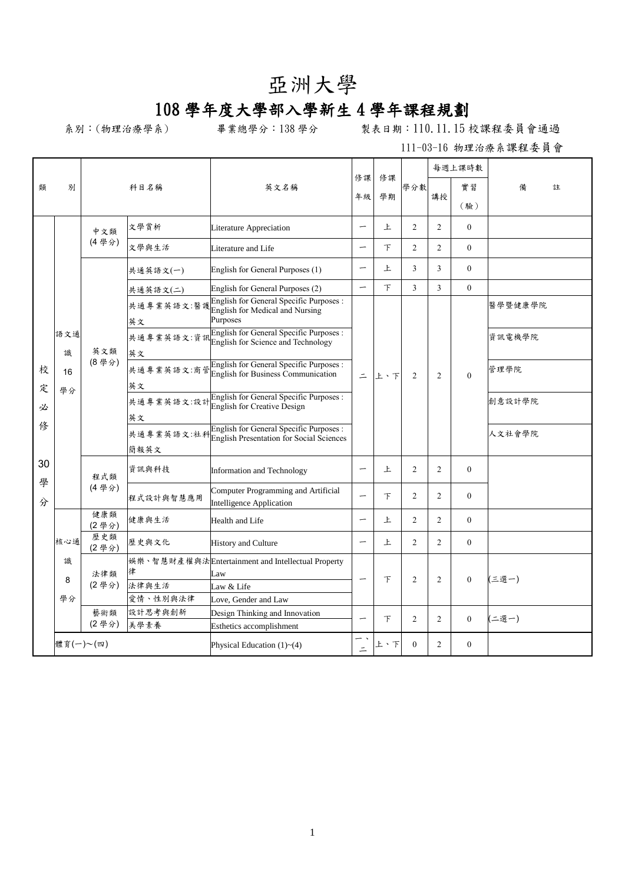# 亞洲大學

## 108 學年度大學部入學新生 4 學年課程規劃

系別：(物理治療學系)　　　畢業總學分：138 學分　　　製表日期：110.11.15 校課程委員會通過

111-03-16 物理治療系課程委員會

| 類別 | | 科目名稱 | | 英文名稱 | 修課年級 | 修課學期 | 學分數 | 每週上課時數 | | 備註 |
|---|---|---|---|---|---|---|---|---|---|---|
| | | | | | | | | 講授 | 實習(驗) | |
| 校定必修 30學分 | 語文通識 16學分 | 中文類 (4 學分) | 文學賞析 | Literature Appreciation | 一 | 上 | 2 | 2 | 0 | |
| | | | 文學與生活 | Literature and Life | 一 | 下 | 2 | 2 | 0 | |
| | | 英文類 (8 學分) | 共通英語文(一) | English for General Purposes (1) | 一 | 上 | 3 | 3 | 0 | |
| | | | 共通英語文(二) | English for General Purposes (2) | 一 | 下 | 3 | 3 | 0 | |
| | | | 共通專業英語文:醫護英文 | English for General Specific Purposes : English for Medical and Nursing Purposes | 二 | 上、下 | 2 | 2 | 0 | 醫學暨健康學院 |
| | | | 共通專業英語文:資訊英文 | English for General Specific Purposes : English for Science and Technology | | | | | | 資訊電機學院 |
| | | | 共通專業英語文:商管英文 | English for General Specific Purposes : English for Business Communication | | | | | | 管理學院 |
| | | | 共通專業英語文:設計英文 | English for General Specific Purposes : English for Creative Design | | | | | | 創意設計學院 |
| | | | 共通專業英語文:社科簡報英文 | English for General Specific Purposes : English Presentation for Social Sciences | | | | | | 人文社會學院 |
| | | 程式類 (4 學分) | 資訊與科技 | Information and Technology | 一 | 上 | 2 | 2 | 0 | |
| | | | 程式設計與智慧應用 | Computer Programming and Artificial Intelligence Application | 一 | 下 | 2 | 2 | 0 | |
| | 核心通識 8學分 | 健康類 (2 學分) | 健康與生活 | Health and Life | 一 | 上 | 2 | 2 | 0 | |
| | | 歷史類 (2 學分) | 歷史與文化 | History and Culture | 一 | 上 | 2 | 2 | 0 | |
| | | 法律類 (2 學分) | 娛樂、智慧財產權與法律 | Entertainment and Intellectual Property Law | 一 | 下 | 2 | 2 | 0 | (三選一) |
| | | | 法律與生活 | Law & Life | | | | | | |
| | | | 愛情、性別與法律 | Love, Gender and Law | | | | | | |
| | | 藝術類 (2 學分) | 設計思考與創新 | Design Thinking and Innovation | 一 | 下 | 2 | 2 | 0 | (二選一) |
| | | | 美學素養 | Esthetics accomplishment | | | | | | |
| | 體育(一)~(四) | | | Physical Education (1)~(4) | 一、二 | 上、下 | 0 | 2 | 0 | |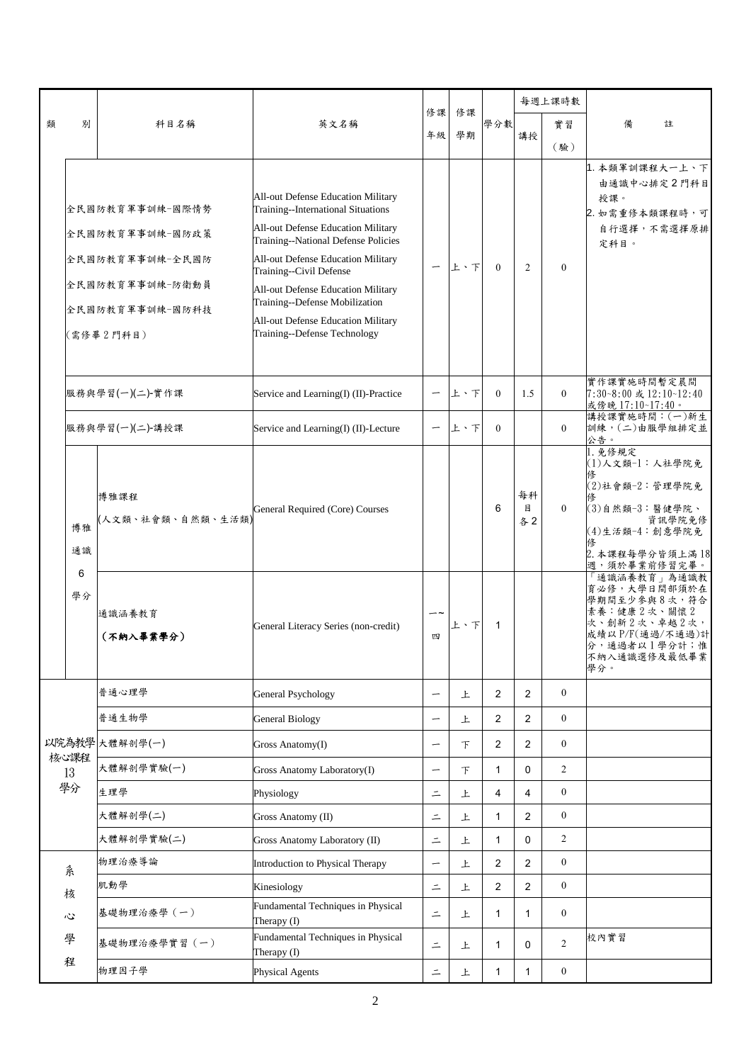| 類別 | | 科目名稱 | 英文名稱 | 修課年級 | 修課學期 | 學分數 | 每週上課時數 | | 備註 |
|---|---|---|---|---|---|---|---|---|---|
| | | | | | | | 講授 | 實習(驗) | |
| | 全民國防教育軍事訓練-國際情勢<br>全民國防教育軍事訓練-國防政策<br>全民國防教育軍事訓練-全民國防<br>全民國防教育軍事訓練-防衛動員<br>全民國防教育軍事訓練-國防科技<br>(需修畢2門科目) | | All-out Defense Education Military Training--International Situations<br>All-out Defense Education Military Training--National Defense Policies<br>All-out Defense Education Military Training--Civil Defense<br>All-out Defense Education Military Training--Defense Mobilization<br>All-out Defense Education Military Training--Defense Technology | 一 | 上、下 | 0 | 2 | 0 | 1. 本類軍訓課程大一上、下由通識中心排定2門科目授課。<br>2. 如需重修本類課程時，可自行選擇，不需選擇原排定科目。 |
| | 服務與學習(一)(二)-實作課 | | Service and Learning(I) (II)-Practice | 一 | 上、下 | 0 | 1.5 | 0 | 實作課實施時間暫定晨間7:30~8:00或12:10~12:40或傍晚17:10~17:40。 |
| | 服務與學習(一)(二)-講授課 | | Service and Learning(I) (II)-Lecture | 一 | 上、下 | 0 | | 0 | 講授課實施時間：(一)新生訓練，(二)由服學組排定並公告。 |
| | 博雅通識6學分 | 博雅課程<br>(人文類、社會類、自然類、生活類) | General Required (Core) Courses | | | 6 | 每科目各2 | 0 | 1.免修規定<br>(1)人文類-1：人社學院免修<br>(2)社會類-2：管理學院免修<br>(3)自然類-3：醫健學院、資訊學院免修<br>(4)生活類-4：創意學院免修<br>2.本課程每學分皆須上滿18週，須於畢業前修習完畢。 |
| | 博雅通識6學分 | 通識涵養教育<br>**(不納入畢業學分)** | General Literacy Series (non-credit) | 一~四 | 上、下 | 1 | | | 「通識涵養教育」為通識教育必修，大學日間部須於在學期間至少參與8次，符合素養：健康2次、關懷2次、創新2次、卓越2次，成績以P/F(通過/不通過)計分，通過者以1學分計；惟不納入通識選修及最低畢業學分。 |
| 以院為教學核心課程13學分 | | 普通心理學 | General Psychology | 一 | 上 | 2 | 2 | 0 | |
| | | 普通生物學 | General Biology | 一 | 上 | 2 | 2 | 0 | |
| | | 大體解剖學(一) | Gross Anatomy(I) | 一 | 下 | 2 | 2 | 0 | |
| | | 大體解剖學實驗(一) | Gross Anatomy Laboratory(I) | 一 | 下 | 1 | 0 | 2 | |
| | | 生理學 | Physiology | 二 | 上 | 4 | 4 | 0 | |
| | | 大體解剖學(二) | Gross Anatomy (II) | 二 | 上 | 1 | 2 | 0 | |
| | | 大體解剖學實驗(二) | Gross Anatomy Laboratory (II) | 二 | 上 | 1 | 0 | 2 | |
| 系核心學程 | | 物理治療導論 | Introduction to Physical Therapy | 一 | 上 | 2 | 2 | 0 | |
| | | 肌動學 | Kinesiology | 二 | 上 | 2 | 2 | 0 | |
| | | 基礎物理治療學(一) | Fundamental Techniques in Physical Therapy (I) | 二 | 上 | 1 | 1 | 0 | |
| | | 基礎物理治療學實習(一) | Fundamental Techniques in Physical Therapy (I) | 二 | 上 | 1 | 0 | 2 | 校內實習 |
| | | 物理因子學 | Physical Agents | 二 | 上 | 1 | 1 | 0 | |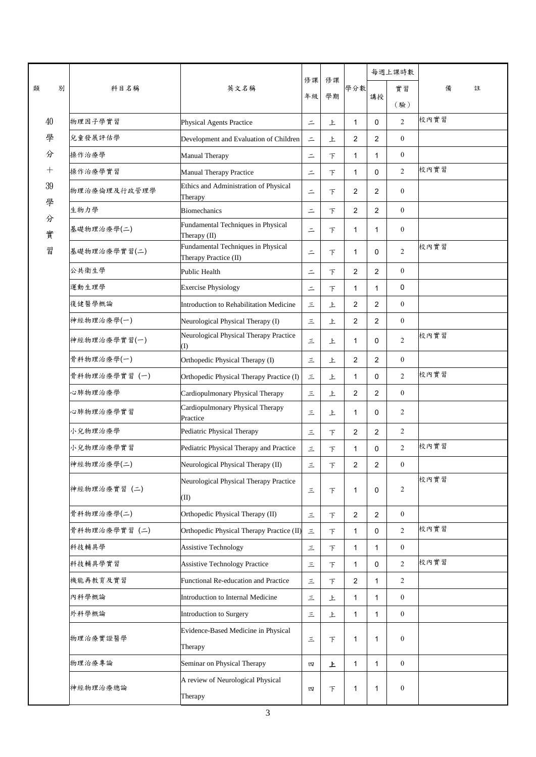| 類別 | 科目名稱 | 英文名稱 | 修課年級 | 修課學期 | 學分數 | 每週上課時數 | | 備註 |
|---|---|---|---|---|---|---|---|---|
| | | | | | | 講授 | 實習(驗) | |
| 40學分+39學分實習 | 物理因子學實習 | Physical Agents Practice | 二 | 上 | 1 | 0 | 2 | 校內實習 |
| | 兒童發展評估學 | Development and Evaluation of Children | 二 | 上 | 2 | 2 | 0 | |
| | 操作治療學 | Manual Therapy | 二 | 下 | 1 | 1 | 0 | |
| | 操作治療學實習 | Manual Therapy Practice | 二 | 下 | 1 | 0 | 2 | 校內實習 |
| | 物理治療倫理及行政管理學 | Ethics and Administration of Physical Therapy | 二 | 下 | 2 | 2 | 0 | |
| | 生物力學 | Biomechanics | 二 | 下 | 2 | 2 | 0 | |
| | 基礎物理治療學(二) | Fundamental Techniques in Physical Therapy (II) | 二 | 下 | 1 | 1 | 0 | |
| | 基礎物理治療學實習(二) | Fundamental Techniques in Physical Therapy Practice (II) | 二 | 下 | 1 | 0 | 2 | 校內實習 |
| | 公共衛生學 | Public Health | 二 | 下 | 2 | 2 | 0 | |
| | 運動生理學 | Exercise Physiology | 二 | 下 | 1 | 1 | 0 | |
| | 復健醫學概論 | Introduction to Rehabilitation Medicine | 三 | 上 | 2 | 2 | 0 | |
| | 神經物理治療學(一) | Neurological Physical Therapy (I) | 三 | 上 | 2 | 2 | 0 | |
| | 神經物理治療學實習(一) | Neurological Physical Therapy Practice (I) | 三 | 上 | 1 | 0 | 2 | 校內實習 |
| | 骨科物理治療學(一) | Orthopedic Physical Therapy (I) | 三 | 上 | 2 | 2 | 0 | |
| | 骨科物理治療學實習 (一) | Orthopedic Physical Therapy Practice (I) | 三 | 上 | 1 | 0 | 2 | 校內實習 |
| | 心肺物理治療學 | Cardiopulmonary Physical Therapy | 三 | 上 | 2 | 2 | 0 | |
| | 心肺物理治療學實習 | Cardiopulmonary Physical Therapy Practice | 三 | 上 | 1 | 0 | 2 | |
| | 小兒物理治療學 | Pediatric Physical Therapy | 三 | 下 | 2 | 2 | 2 | |
| | 小兒物理治療學實習 | Pediatric Physical Therapy and Practice | 三 | 下 | 1 | 0 | 2 | 校內實習 |
| | 神經物理治療學(二) | Neurological Physical Therapy (II) | 三 | 下 | 2 | 2 | 0 | |
| | 神經物理治療實習 (二) | Neurological Physical Therapy Practice (II) | 三 | 下 | 1 | 0 | 2 | 校內實習 |
| | 骨科物理治療學(二) | Orthopedic Physical Therapy (II) | 三 | 下 | 2 | 2 | 0 | |
| | 骨科物理治療學實習 (二) | Orthopedic Physical Therapy Practice (II) | 三 | 下 | 1 | 0 | 2 | 校內實習 |
| | 科技輔具學 | Assistive Technology | 三 | 下 | 1 | 1 | 0 | |
| | 科技輔具學實習 | Assistive Technology Practice | 三 | 下 | 1 | 0 | 2 | 校內實習 |
| | 機能再教育及實習 | Functional Re-education and Practice | 三 | 下 | 2 | 1 | 2 | |
| | 內科學概論 | Introduction to Internal Medicine | 三 | 上 | 1 | 1 | 0 | |
| | 外科學概論 | Introduction to Surgery | 三 | 上 | 1 | 1 | 0 | |
| | 物理治療實證醫學 | Evidence-Based Medicine in Physical Therapy | 三 | 下 | 1 | 1 | 0 | |
| | 物理治療專論 | Seminar on Physical Therapy | 四 | 上 | 1 | 1 | 0 | |
| | 神經物理治療總論 | A review of Neurological Physical Therapy | 四 | 下 | 1 | 1 | 0 | |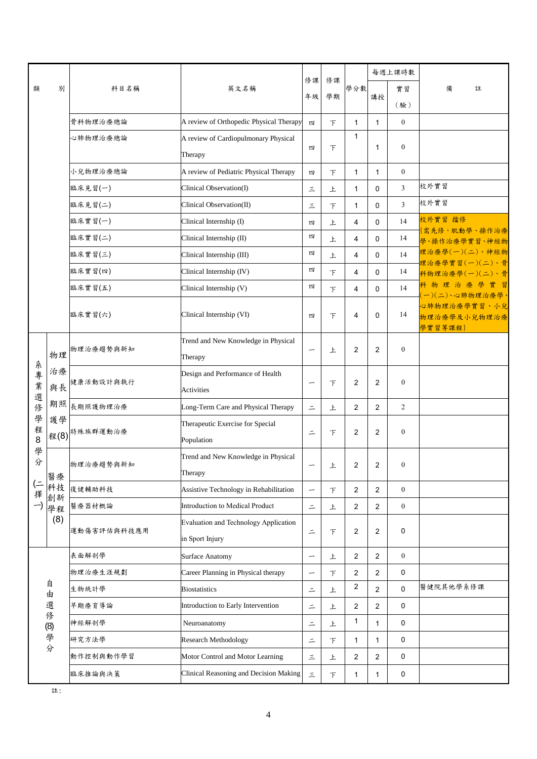| 類別 | | 科目名稱 | 英文名稱 | 修課年級 | 修課學期 | 學分數 | 每週上課時數 | | 備註 |
|---|---|---|---|---|---|---|---|---|---|
| | | | | | | | 講授 | 實習(驗) | |
| | | 骨科物理治療總論 | A review of Orthopedic Physical Therapy | 四 | 下 | 1 | 1 | 0 | |
| | | 心肺物理治療總論 | A review of Cardiopulmonary Physical Therapy | 四 | 下 | 1 | 1 | 0 | |
| | | 小兒物理治療總論 | A review of Pediatric Physical Therapy | 四 | 下 | 1 | 1 | 0 | |
| | | 臨床見習(一) | Clinical Observation(I) | 三 | 上 | 1 | 0 | 3 | 校外實習 |
| | | 臨床見習(二) | Clinical Observation(II) | 三 | 下 | 1 | 0 | 3 | 校外實習 |
| | | 臨床實習(一) | Clinical Internship (I) | 四 | 上 | 4 | 0 | 14 | 校外實習 擋修{需先修，肌動學、操作治療學、操作治療學實習、神經物理治療學(一)(二)、神經物理治療學實習(一)(二)、骨科物理治療學(一)(二)、骨科物理治療學實習(一)(二)、心肺物理治療學、心肺物理治療學實習、小兒物理治療學及小兒物理治療學實習等課程} |
| | | 臨床實習(二) | Clinical Internship (II) | 四 | 上 | 4 | 0 | 14 | |
| | | 臨床實習(三) | Clinical Internship (III) | 四 | 上 | 4 | 0 | 14 | |
| | | 臨床實習(四) | Clinical Internship (IV) | 四 | 下 | 4 | 0 | 14 | |
| | | 臨床實習(五) | Clinical Internship (V) | 四 | 下 | 4 | 0 | 14 | |
| | | 臨床實習(六) | Clinical Internship (VI) | 四 | 下 | 4 | 0 | 14 | |
| 系專業選修學程8學分(二擇一) | 物理治療與長期照護學程(8) | 物理治療趨勢與新知 | Trend and New Knowledge in Physical Therapy | 一 | 上 | 2 | 2 | 0 | |
| | | 健康活動設計與執行 | Design and Performance of Health Activities | 一 | 下 | 2 | 2 | 0 | |
| | | 長期照護物理治療 | Long-Term Care and Physical Therapy | 二 | 上 | 2 | 2 | 2 | |
| | | 特殊族群運動治療 | Therapeutic Exercise for Special Population | 二 | 下 | 2 | 2 | 0 | |
| | 醫療科技創新學程(8) | 物理治療趨勢與新知 | Trend and New Knowledge in Physical Therapy | 一 | 上 | 2 | 2 | 0 | |
| | | 復健輔助科技 | Assistive Technology in Rehabilitation | 一 | 下 | 2 | 2 | 0 | |
| | | 醫療器材概論 | Introduction to Medical Product | 二 | 上 | 2 | 2 | 0 | |
| | | 運動傷害評估與科技應用 | Evaluation and Technology Application in Sport Injury | 二 | 下 | 2 | 2 | 0 | |
| 自由選修(8)學分 | | 表面解剖學 | Surface Anatomy | 一 | 上 | 2 | 2 | 0 | |
| | | 物理治療生涯規劃 | Career Planning in Physical therapy | 一 | 下 | 2 | 2 | 0 | |
| | | 生物統計學 | Biostatistics | 二 | 上 | 2 | 2 | 0 | 醫健院其他學系修課 |
| | | 早期療育導論 | Introduction to Early Intervention | 二 | 上 | 2 | 2 | 0 | |
| | | 神經解剖學 | Neuroanatomy | 二 | 上 | 1 | 1 | 0 | |
| | | 研究方法學 | Research Methodology | 二 | 下 | 1 | 1 | 0 | |
| | | 動作控制與動作學習 | Motor Control and Motor Learning | 三 | 上 | 2 | 2 | 0 | |
| | | 臨床推論與決策 | Clinical Reasoning and Decision Making | 三 | 下 | 1 | 1 | 0 | |

註：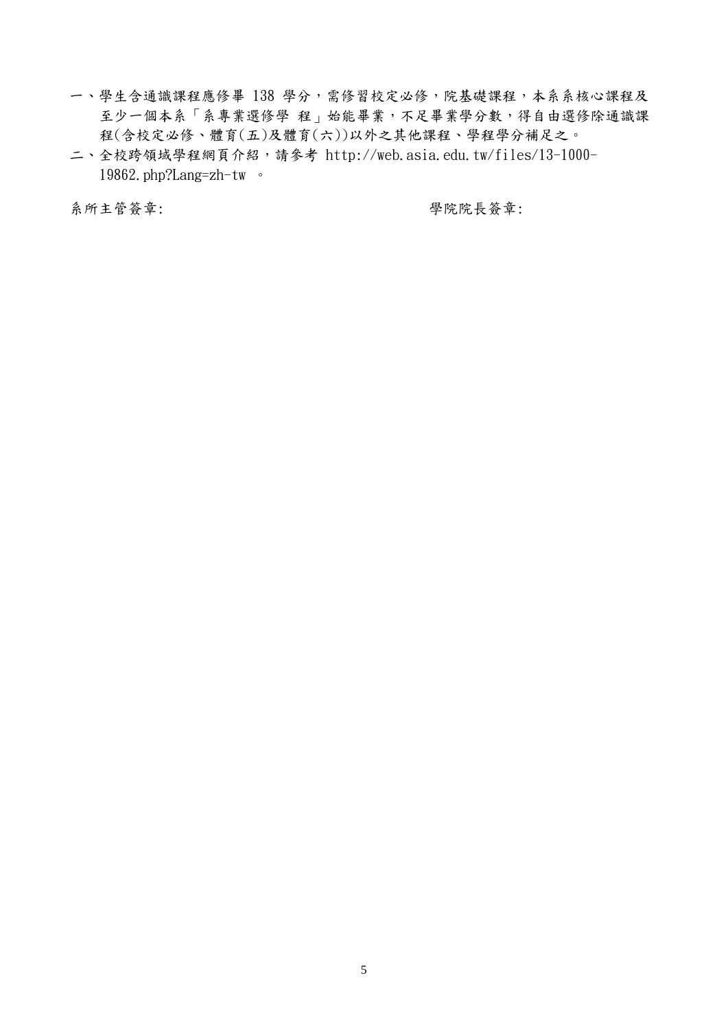一、學生含通識課程應修畢 138 學分，需修習校定必修，院基礎課程，本系系核心課程及至少一個本系「系專業選修學 程」始能畢業，不足畢業學分數，得自由選修除通識課程(含校定必修、體育(五)及體育(六))以外之其他課程、學程學分補足之。

二、全校跨領域學程網頁介紹，請參考 http://web.asia.edu.tw/files/13-1000-19862.php?Lang=zh-tw 。

系所主管簽章: 　　　　　　　　　　　　　　　　學院院長簽章: